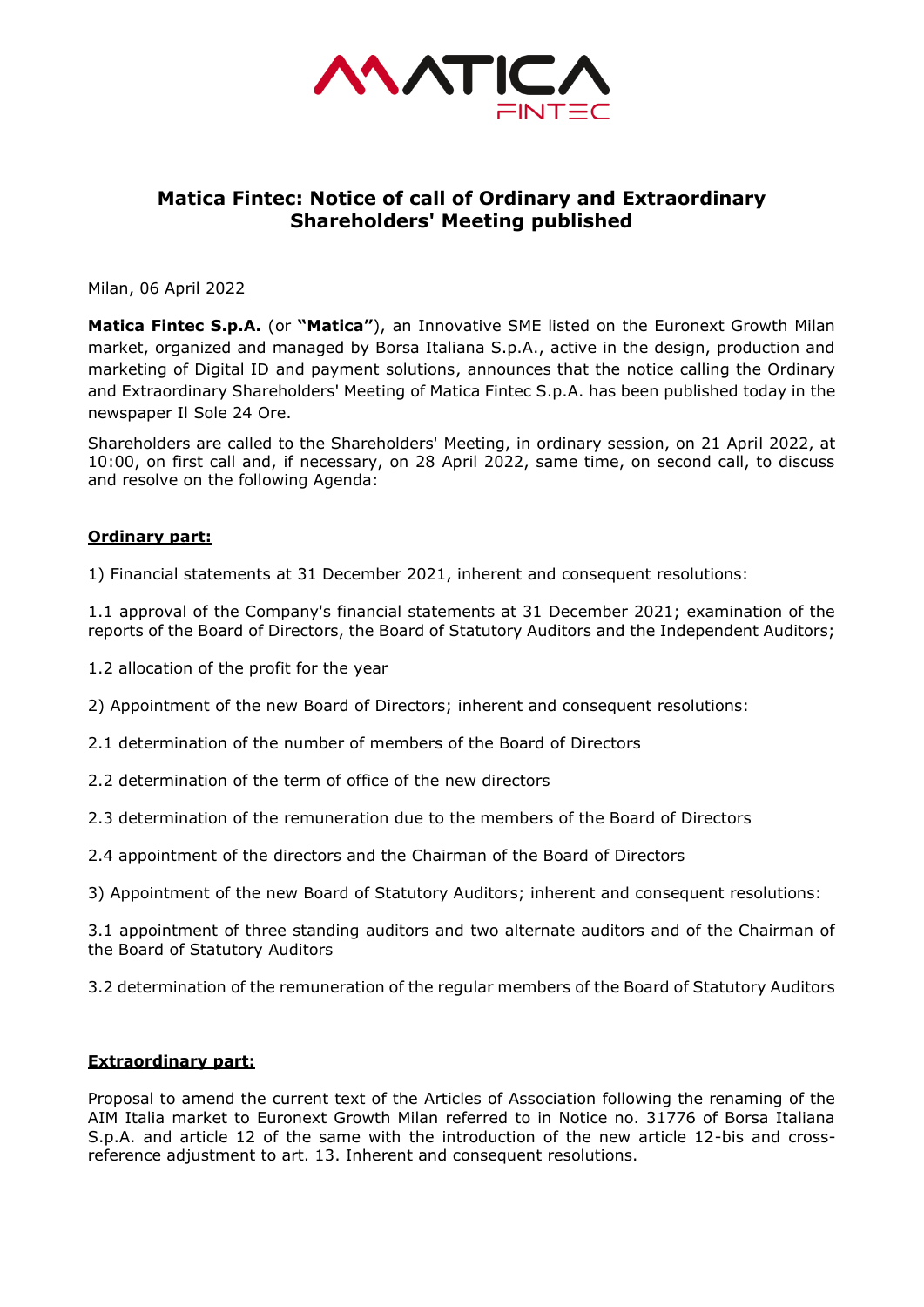# Matica Fintec: Notice of call of Ordinary and Extraordinary Shareholders' Meeting published

Milan, 06 April 2022

**Matica Fintec S.p.A.** (or **"Matica"**), an Innovative SME listed on the Euronext Growth Milan market, organized and managed by Borsa Italiana S.p.A., active in the design, production and marketing of Digital ID and payment solutions, announces that the notice calling the Ordinary and Extraordinary Shareholders' Meeting of Matica Fintec S.p.A. has been published today in the newspaper Il Sole 24 Ore.

Shareholders are called to the Shareholders' Meeting, in ordinary session, on 21 April 2022, at 10:00, on first call and, if necessary, on 28 April 2022, same time, on second call, to discuss and resolve on the following Agenda:

**<u>Ordinary part:</u>**

1) Financial statements at 31 December 2021, inherent and consequent resolutions:

1.1 approval of the Company's financial statements at 31 December 2021; examination of the reports of the Board of Directors, the Board of Statutory Auditors and the Independent Auditors;

1.2 allocation of the profit for the year

2) Appointment of the new Board of Directors; inherent and consequent resolutions:

2.1 determination of the number of members of the Board of Directors

2.2 determination of the term of office of the new directors

2.3 determination of the remuneration due to the members of the Board of Directors

2.4 appointment of the directors and the Chairman of the Board of Directors

3) Appointment of the new Board of Statutory Auditors; inherent and consequent resolutions:

3.1 appointment of three standing auditors and two alternate auditors and of the Chairman of the Board of Statutory Auditors

3.2 determination of the remuneration of the regular members of the Board of Statutory Auditors

**<u>Extraordinary part:</u>**

Proposal to amend the current text of the Articles of Association following the renaming of the AIM Italia market to Euronext Growth Milan referred to in Notice no. 31776 of Borsa Italiana S.p.A. and article 12 of the same with the introduction of the new article 12-bis and cross-reference adjustment to art. 13. Inherent and consequent resolutions.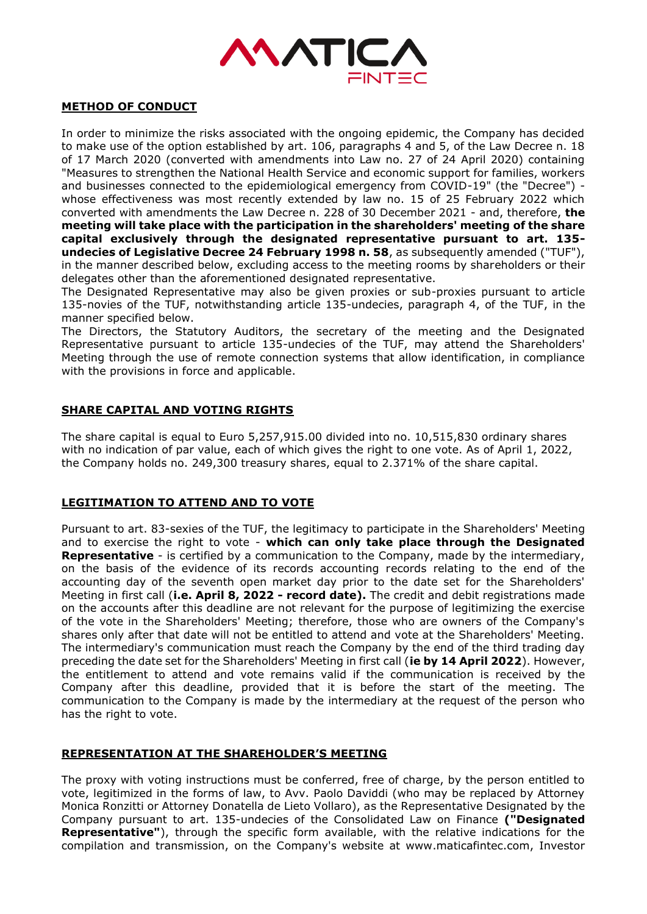## METHOD OF CONDUCT

In order to minimize the risks associated with the ongoing epidemic, the Company has decided to make use of the option established by art. 106, paragraphs 4 and 5, of the Law Decree n. 18 of 17 March 2020 (converted with amendments into Law no. 27 of 24 April 2020) containing "Measures to strengthen the National Health Service and economic support for families, workers and businesses connected to the epidemiological emergency from COVID-19" (the "Decree") - whose effectiveness was most recently extended by law no. 15 of 25 February 2022 which converted with amendments the Law Decree n. 228 of 30 December 2021 - and, therefore, **the meeting will take place with the participation in the shareholders' meeting of the share capital exclusively through the designated representative pursuant to art. 135-undecies of Legislative Decree 24 February 1998 n. 58**, as subsequently amended ("TUF"), in the manner described below, excluding access to the meeting rooms by shareholders or their delegates other than the aforementioned designated representative.

The Designated Representative may also be given proxies or sub-proxies pursuant to article 135-novies of the TUF, notwithstanding article 135-undecies, paragraph 4, of the TUF, in the manner specified below.

The Directors, the Statutory Auditors, the secretary of the meeting and the Designated Representative pursuant to article 135-undecies of the TUF, may attend the Shareholders' Meeting through the use of remote connection systems that allow identification, in compliance with the provisions in force and applicable.

## SHARE CAPITAL AND VOTING RIGHTS

The share capital is equal to Euro 5,257,915.00 divided into no. 10,515,830 ordinary shares with no indication of par value, each of which gives the right to one vote. As of April 1, 2022, the Company holds no. 249,300 treasury shares, equal to 2.371% of the share capital.

## LEGITIMATION TO ATTEND AND TO VOTE

Pursuant to art. 83-sexies of the TUF, the legitimacy to participate in the Shareholders' Meeting and to exercise the right to vote - **which can only take place through the Designated Representative** - is certified by a communication to the Company, made by the intermediary, on the basis of the evidence of its records accounting records relating to the end of the accounting day of the seventh open market day prior to the date set for the Shareholders' Meeting in first call (**i.e. April 8, 2022 - record date).** The credit and debit registrations made on the accounts after this deadline are not relevant for the purpose of legitimizing the exercise of the vote in the Shareholders' Meeting; therefore, those who are owners of the Company's shares only after that date will not be entitled to attend and vote at the Shareholders' Meeting. The intermediary's communication must reach the Company by the end of the third trading day preceding the date set for the Shareholders' Meeting in first call (**ie by 14 April 2022**). However, the entitlement to attend and vote remains valid if the communication is received by the Company after this deadline, provided that it is before the start of the meeting. The communication to the Company is made by the intermediary at the request of the person who has the right to vote.

## REPRESENTATION AT THE SHAREHOLDER'S MEETING

The proxy with voting instructions must be conferred, free of charge, by the person entitled to vote, legitimized in the forms of law, to Avv. Paolo Daviddi (who may be replaced by Attorney Monica Ronzitti or Attorney Donatella de Lieto Vollaro), as the Representative Designated by the Company pursuant to art. 135-undecies of the Consolidated Law on Finance **("Designated Representative"**), through the specific form available, with the relative indications for the compilation and transmission, on the Company's website at www.maticafintec.com, Investor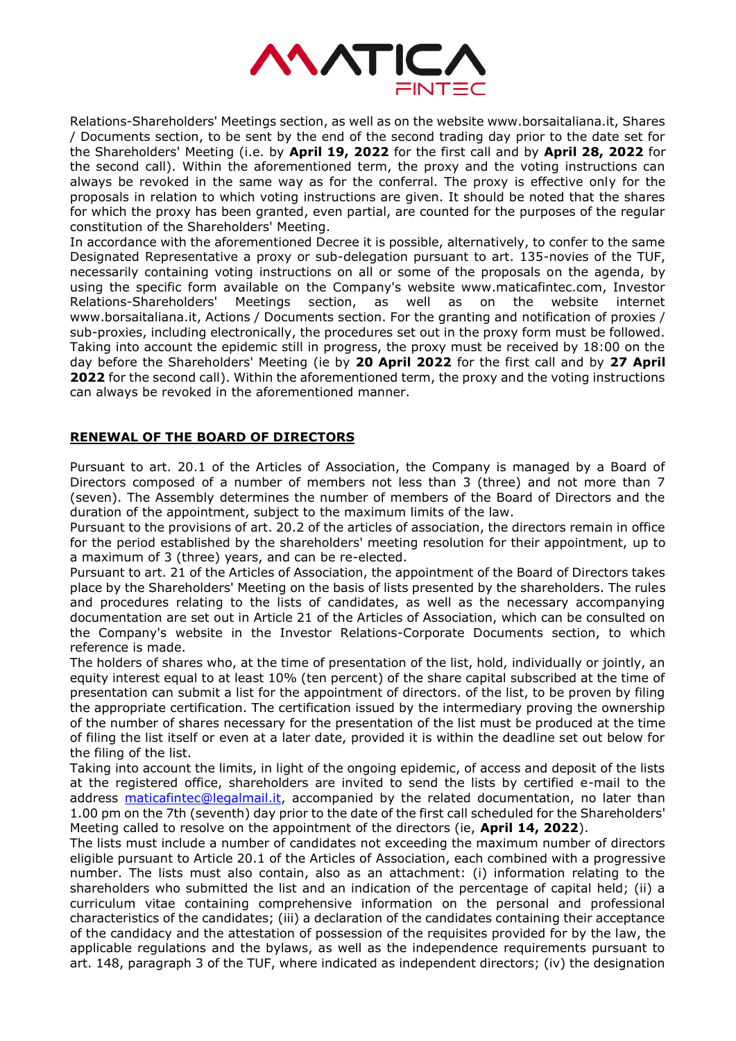Relations-Shareholders' Meetings section, as well as on the website www.borsaitaliana.it, Shares / Documents section, to be sent by the end of the second trading day prior to the date set for the Shareholders' Meeting (i.e. by **April 19, 2022** for the first call and by **April 28, 2022** for the second call). Within the aforementioned term, the proxy and the voting instructions can always be revoked in the same way as for the conferral. The proxy is effective only for the proposals in relation to which voting instructions are given. It should be noted that the shares for which the proxy has been granted, even partial, are counted for the purposes of the regular constitution of the Shareholders' Meeting.

In accordance with the aforementioned Decree it is possible, alternatively, to confer to the same Designated Representative a proxy or sub-delegation pursuant to art. 135-novies of the TUF, necessarily containing voting instructions on all or some of the proposals on the agenda, by using the specific form available on the Company's website www.maticafintec.com, Investor Relations-Shareholders' Meetings section, as well as on the website internet www.borsaitaliana.it, Actions / Documents section. For the granting and notification of proxies / sub-proxies, including electronically, the procedures set out in the proxy form must be followed. Taking into account the epidemic still in progress, the proxy must be received by 18:00 on the day before the Shareholders' Meeting (ie by **20 April 2022** for the first call and by **27 April 2022** for the second call). Within the aforementioned term, the proxy and the voting instructions can always be revoked in the aforementioned manner.

## RENEWAL OF THE BOARD OF DIRECTORS

Pursuant to art. 20.1 of the Articles of Association, the Company is managed by a Board of Directors composed of a number of members not less than 3 (three) and not more than 7 (seven). The Assembly determines the number of members of the Board of Directors and the duration of the appointment, subject to the maximum limits of the law.

Pursuant to the provisions of art. 20.2 of the articles of association, the directors remain in office for the period established by the shareholders' meeting resolution for their appointment, up to a maximum of 3 (three) years, and can be re-elected.

Pursuant to art. 21 of the Articles of Association, the appointment of the Board of Directors takes place by the Shareholders' Meeting on the basis of lists presented by the shareholders. The rules and procedures relating to the lists of candidates, as well as the necessary accompanying documentation are set out in Article 21 of the Articles of Association, which can be consulted on the Company's website in the Investor Relations-Corporate Documents section, to which reference is made.

The holders of shares who, at the time of presentation of the list, hold, individually or jointly, an equity interest equal to at least 10% (ten percent) of the share capital subscribed at the time of presentation can submit a list for the appointment of directors. of the list, to be proven by filing the appropriate certification. The certification issued by the intermediary proving the ownership of the number of shares necessary for the presentation of the list must be produced at the time of filing the list itself or even at a later date, provided it is within the deadline set out below for the filing of the list.

Taking into account the limits, in light of the ongoing epidemic, of access and deposit of the lists at the registered office, shareholders are invited to send the lists by certified e-mail to the address maticafintec@legalmail.it, accompanied by the related documentation, no later than 1.00 pm on the 7th (seventh) day prior to the date of the first call scheduled for the Shareholders' Meeting called to resolve on the appointment of the directors (ie, **April 14, 2022**).

The lists must include a number of candidates not exceeding the maximum number of directors eligible pursuant to Article 20.1 of the Articles of Association, each combined with a progressive number. The lists must also contain, also as an attachment: (i) information relating to the shareholders who submitted the list and an indication of the percentage of capital held; (ii) a curriculum vitae containing comprehensive information on the personal and professional characteristics of the candidates; (iii) a declaration of the candidates containing their acceptance of the candidacy and the attestation of possession of the requisites provided for by the law, the applicable regulations and the bylaws, as well as the independence requirements pursuant to art. 148, paragraph 3 of the TUF, where indicated as independent directors; (iv) the designation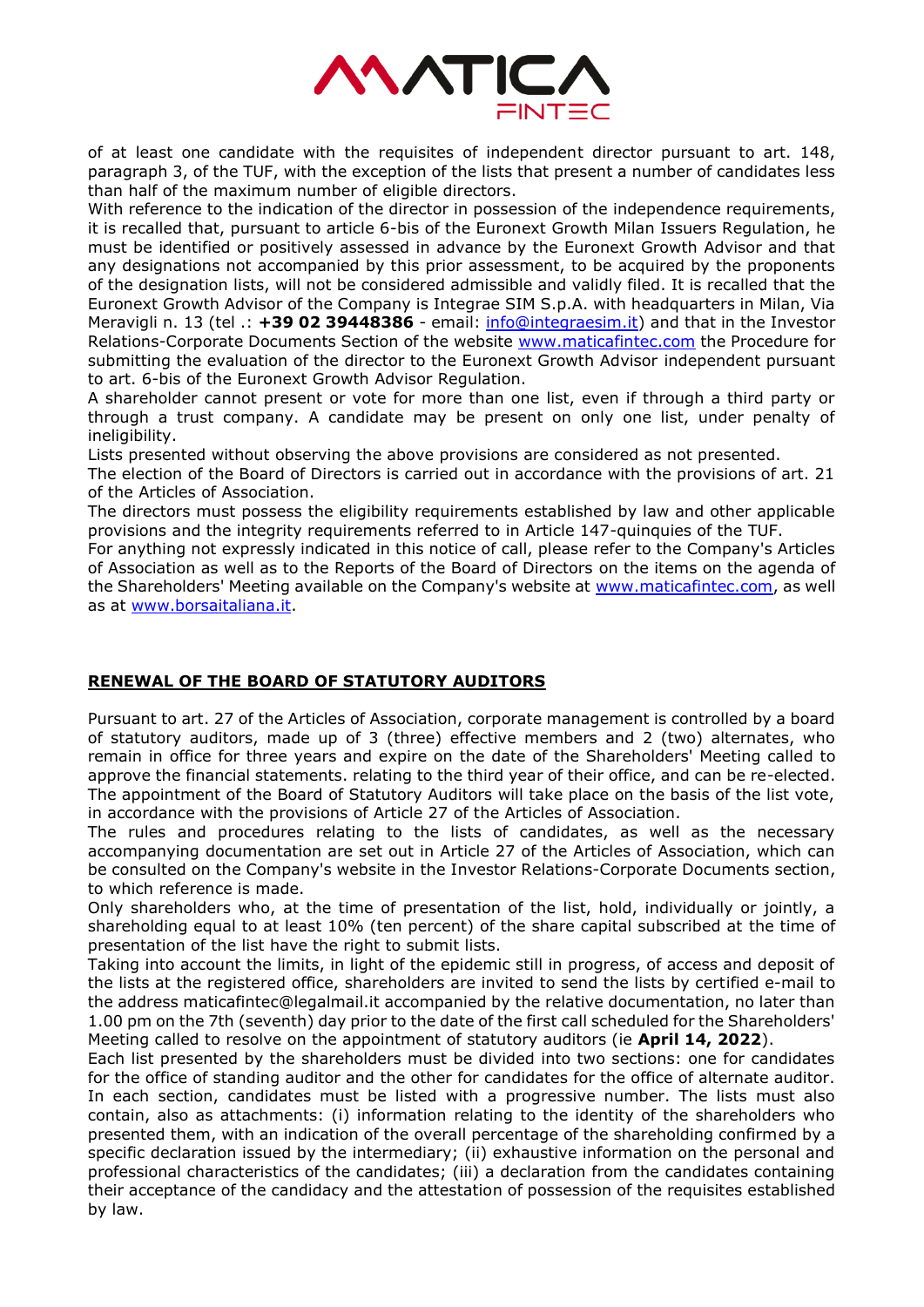of at least one candidate with the requisites of independent director pursuant to art. 148, paragraph 3, of the TUF, with the exception of the lists that present a number of candidates less than half of the maximum number of eligible directors.

With reference to the indication of the director in possession of the independence requirements, it is recalled that, pursuant to article 6-bis of the Euronext Growth Milan Issuers Regulation, he must be identified or positively assessed in advance by the Euronext Growth Advisor and that any designations not accompanied by this prior assessment, to be acquired by the proponents of the designation lists, will not be considered admissible and validly filed. It is recalled that the Euronext Growth Advisor of the Company is Integrae SIM S.p.A. with headquarters in Milan, Via Meravigli n. 13 (tel .: **+39 02 39448386** - email: info@integraesim.it) and that in the Investor Relations-Corporate Documents Section of the website www.maticafintec.com the Procedure for submitting the evaluation of the director to the Euronext Growth Advisor independent pursuant to art. 6-bis of the Euronext Growth Advisor Regulation.

A shareholder cannot present or vote for more than one list, even if through a third party or through a trust company. A candidate may be present on only one list, under penalty of ineligibility.

Lists presented without observing the above provisions are considered as not presented.

The election of the Board of Directors is carried out in accordance with the provisions of art. 21 of the Articles of Association.

The directors must possess the eligibility requirements established by law and other applicable provisions and the integrity requirements referred to in Article 147-quinquies of the TUF.

For anything not expressly indicated in this notice of call, please refer to the Company's Articles of Association as well as to the Reports of the Board of Directors on the items on the agenda of the Shareholders' Meeting available on the Company's website at www.maticafintec.com, as well as at www.borsaitaliana.it.

## RENEWAL OF THE BOARD OF STATUTORY AUDITORS

Pursuant to art. 27 of the Articles of Association, corporate management is controlled by a board of statutory auditors, made up of 3 (three) effective members and 2 (two) alternates, who remain in office for three years and expire on the date of the Shareholders' Meeting called to approve the financial statements. relating to the third year of their office, and can be re-elected.

The appointment of the Board of Statutory Auditors will take place on the basis of the list vote, in accordance with the provisions of Article 27 of the Articles of Association.

The rules and procedures relating to the lists of candidates, as well as the necessary accompanying documentation are set out in Article 27 of the Articles of Association, which can be consulted on the Company's website in the Investor Relations-Corporate Documents section, to which reference is made.

Only shareholders who, at the time of presentation of the list, hold, individually or jointly, a shareholding equal to at least 10% (ten percent) of the share capital subscribed at the time of presentation of the list have the right to submit lists.

Taking into account the limits, in light of the epidemic still in progress, of access and deposit of the lists at the registered office, shareholders are invited to send the lists by certified e-mail to the address maticafintec@legalmail.it accompanied by the relative documentation, no later than 1.00 pm on the 7th (seventh) day prior to the date of the first call scheduled for the Shareholders' Meeting called to resolve on the appointment of statutory auditors (ie **April 14, 2022**).

Each list presented by the shareholders must be divided into two sections: one for candidates for the office of standing auditor and the other for candidates for the office of alternate auditor. In each section, candidates must be listed with a progressive number. The lists must also contain, also as attachments: (i) information relating to the identity of the shareholders who presented them, with an indication of the overall percentage of the shareholding confirmed by a specific declaration issued by the intermediary; (ii) exhaustive information on the personal and professional characteristics of the candidates; (iii) a declaration from the candidates containing their acceptance of the candidacy and the attestation of possession of the requisites established by law.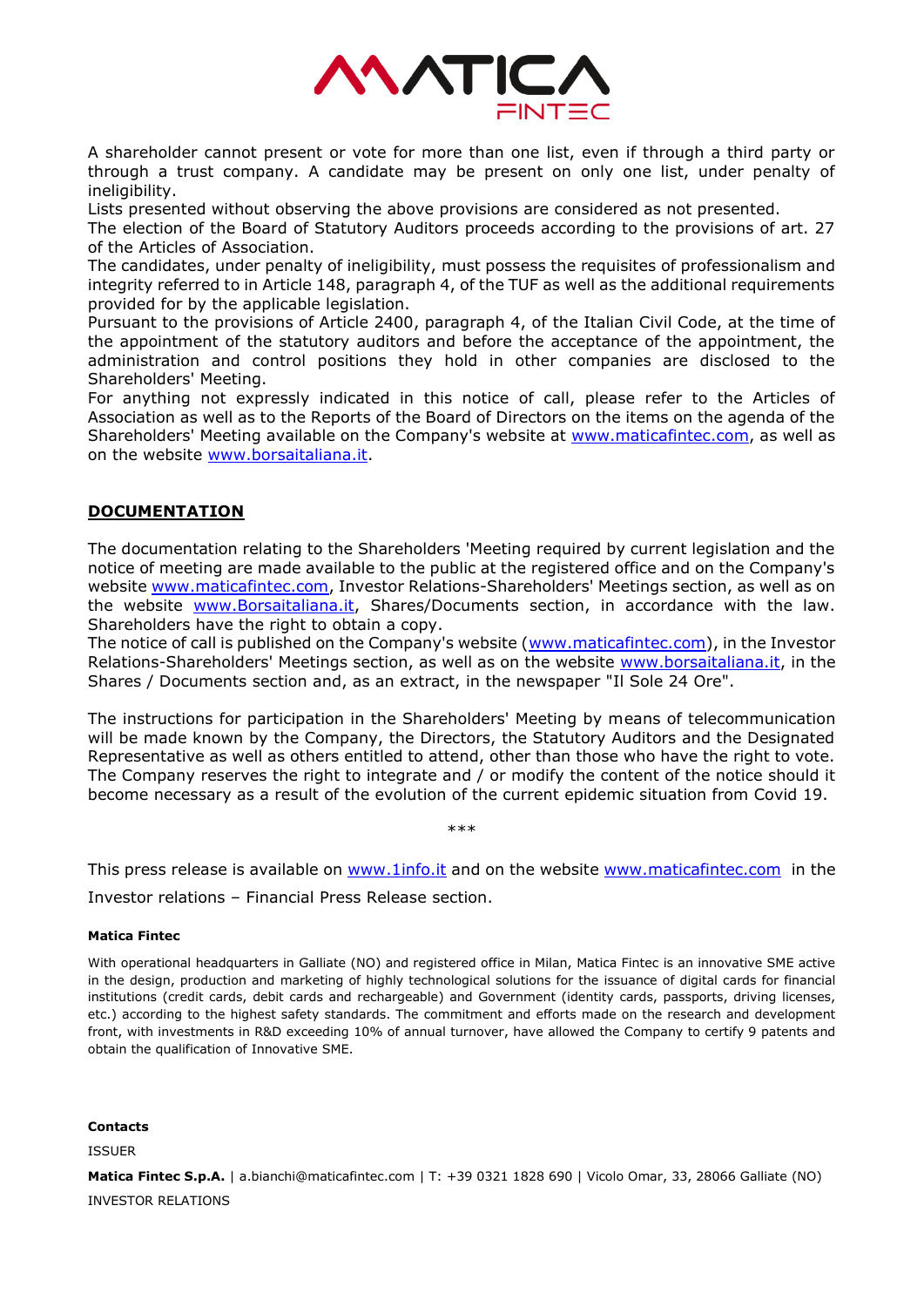A shareholder cannot present or vote for more than one list, even if through a third party or through a trust company. A candidate may be present on only one list, under penalty of ineligibility.
Lists presented without observing the above provisions are considered as not presented.
The election of the Board of Statutory Auditors proceeds according to the provisions of art. 27 of the Articles of Association.
The candidates, under penalty of ineligibility, must possess the requisites of professionalism and integrity referred to in Article 148, paragraph 4, of the TUF as well as the additional requirements provided for by the applicable legislation.
Pursuant to the provisions of Article 2400, paragraph 4, of the Italian Civil Code, at the time of the appointment of the statutory auditors and before the acceptance of the appointment, the administration and control positions they hold in other companies are disclosed to the Shareholders' Meeting.
For anything not expressly indicated in this notice of call, please refer to the Articles of Association as well as to the Reports of the Board of Directors on the items on the agenda of the Shareholders' Meeting available on the Company's website at www.maticafintec.com, as well as on the website www.borsaitaliana.it.

## DOCUMENTATION

The documentation relating to the Shareholders 'Meeting required by current legislation and the notice of meeting are made available to the public at the registered office and on the Company's website www.maticafintec.com, Investor Relations-Shareholders' Meetings section, as well as on the website www.Borsaitaliana.it, Shares/Documents section, in accordance with the law. Shareholders have the right to obtain a copy.
The notice of call is published on the Company's website (www.maticafintec.com), in the Investor Relations-Shareholders' Meetings section, as well as on the website www.borsaitaliana.it, in the Shares / Documents section and, as an extract, in the newspaper "Il Sole 24 Ore".

The instructions for participation in the Shareholders' Meeting by means of telecommunication will be made known by the Company, the Directors, the Statutory Auditors and the Designated Representative as well as others entitled to attend, other than those who have the right to vote. The Company reserves the right to integrate and / or modify the content of the notice should it become necessary as a result of the evolution of the current epidemic situation from Covid 19.

***

This press release is available on www.1info.it and on the website www.maticafintec.com in the Investor relations – Financial Press Release section.

**Matica Fintec**

With operational headquarters in Galliate (NO) and registered office in Milan, Matica Fintec is an innovative SME active in the design, production and marketing of highly technological solutions for the issuance of digital cards for financial institutions (credit cards, debit cards and rechargeable) and Government (identity cards, passports, driving licenses, etc.) according to the highest safety standards. The commitment and efforts made on the research and development front, with investments in R&D exceeding 10% of annual turnover, have allowed the Company to certify 9 patents and obtain the qualification of Innovative SME.

**Contacts**

ISSUER

**Matica Fintec S.p.A.** | a.bianchi@maticafintec.com | T: +39 0321 1828 690 | Vicolo Omar, 33, 28066 Galliate (NO)

INVESTOR RELATIONS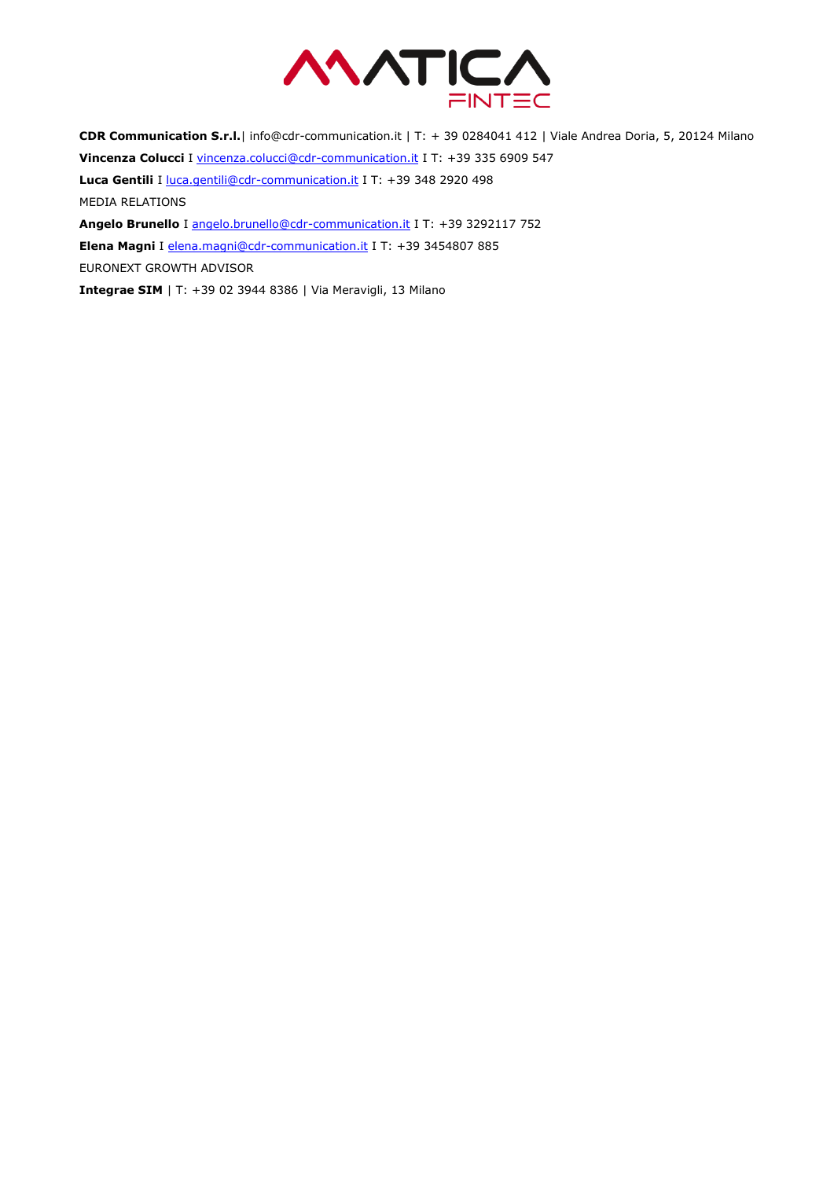**CDR Communication S.r.l.**| info@cdr-communication.it | T: + 39 0284041 412 | Viale Andrea Doria, 5, 20124 Milano

**Vincenza Colucci** I vincenza.colucci@cdr-communication.it I T: +39 335 6909 547

**Luca Gentili** I luca.gentili@cdr-communication.it I T: +39 348 2920 498

MEDIA RELATIONS

**Angelo Brunello** I angelo.brunello@cdr-communication.it I T: +39 3292117 752

**Elena Magni** I elena.magni@cdr-communication.it I T: +39 3454807 885

EURONEXT GROWTH ADVISOR

**Integrae SIM** | T: +39 02 3944 8386 | Via Meravigli, 13 Milano